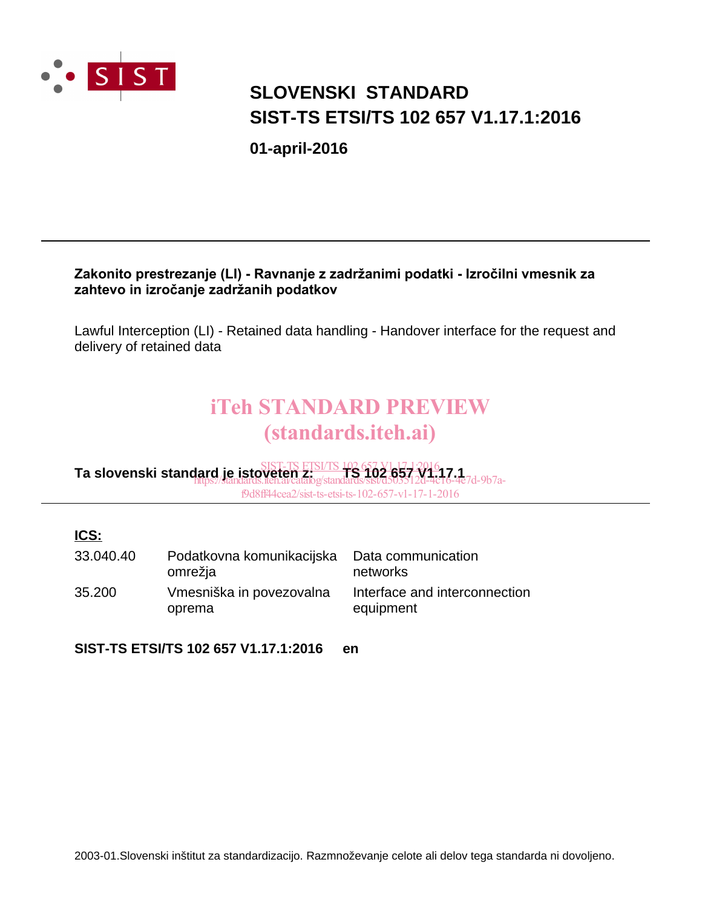SIST

# SLOVENSKI STANDARD
# SIST-TS ETSI/TS 102 657 V1.17.1:2016

**01-april-2016**

---

**Zakonito prestrezanje (LI) - Ravnanje z zadržanimi podatki - Izročilni vmesnik za zahtevo in izročanje zadržanih podatkov**

Lawful Interception (LI) - Retained data handling - Handover interface for the request and delivery of retained data

iTeh STANDARD PREVIEW
(standards.iteh.ai)

SIST-TS ETSI/TS 102 657 V1.17.1:2016
https://standards.iteh.ai/catalog/standards/sist/d505512d-4c16-4e7d-9b7a-f9d8ff44cea2/sist-ts-etsi-ts-102-657-v1-17-1-2016

**Ta slovenski standard je istoveten z: TS 102 657 V1.17.1**

---

**ICS:**

| | | |
|---|---|---|
| 33.040.40 | Podatkovna komunikacijska omrežja | Data communication networks |
| 35.200 | Vmesniška in povezovalna oprema | Interface and interconnection equipment |

**SIST-TS ETSI/TS 102 657 V1.17.1:2016 en**

2003-01.Slovenski inštitut za standardizacijo. Razmnoževanje celote ali delov tega standarda ni dovoljeno.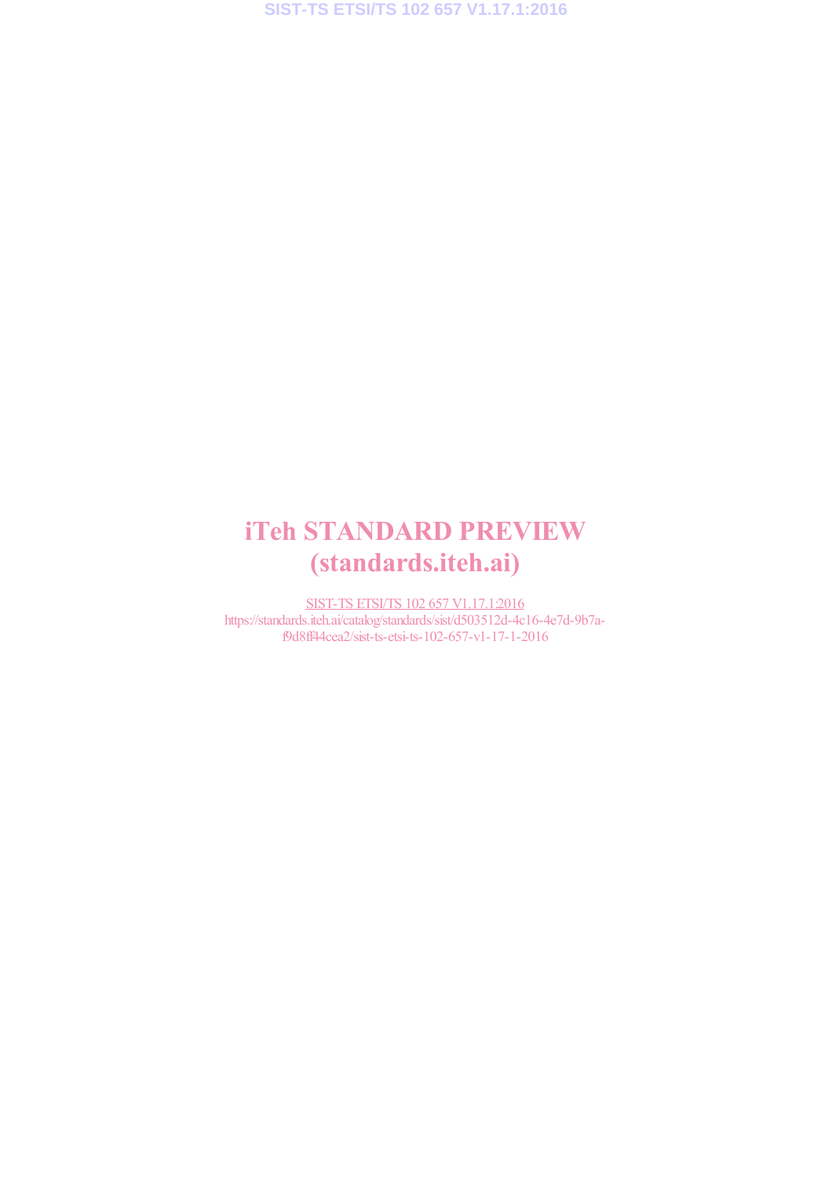# iTeh STANDARD PREVIEW
# (standards.iteh.ai)

SIST-TS ETSI/TS 102 657 V1.17.1:2016
https://standards.iteh.ai/catalog/standards/sist/d503512d-4c16-4e7d-9b7a-f9d8ff44cea2/sist-ts-etsi-ts-102-657-v1-17-1-2016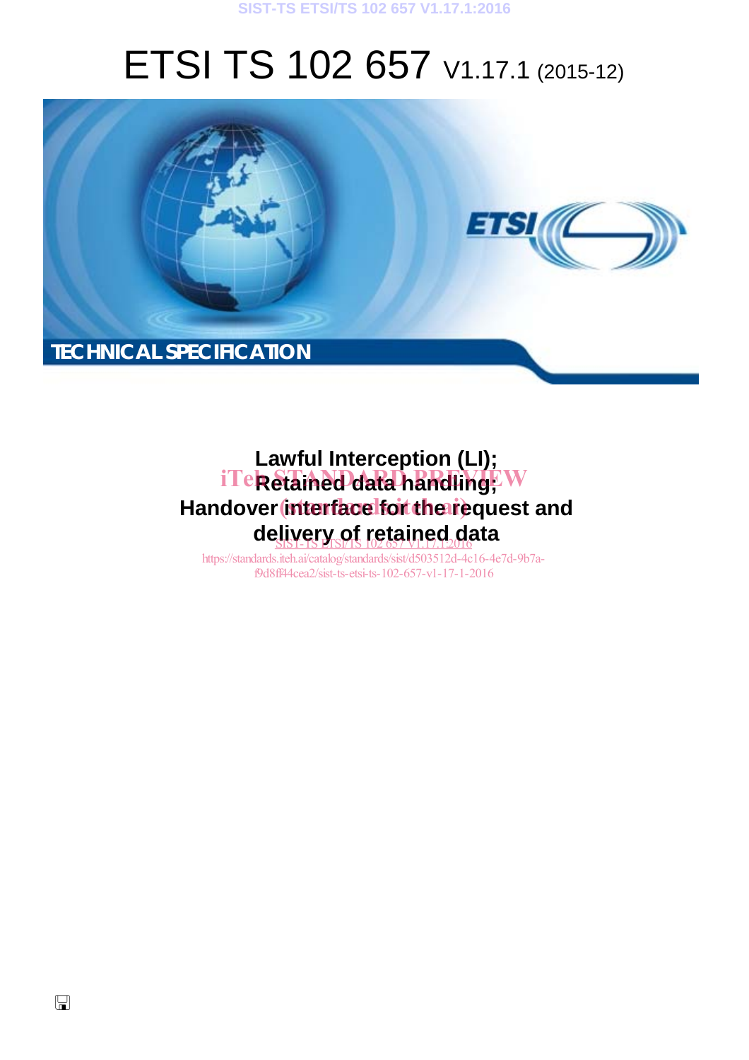# ETSI TS 102 657 V1.17.1 (2015-12)

TECHNICAL SPECIFICATION

## Lawful Interception (LI); Retained data handling; Handover interface for the request and delivery of retained data

iTeh STANDARD PREVIEW
(standards.iteh.ai)

SIST-TS ETSI/TS 102 657 V1.17.1:2016
https://standards.iteh.ai/catalog/standards/sist/d503512d-4c16-4e7d-9b7a-f9d8ff44cea2/sist-ts-etsi-ts-102-657-v1-17-1-2016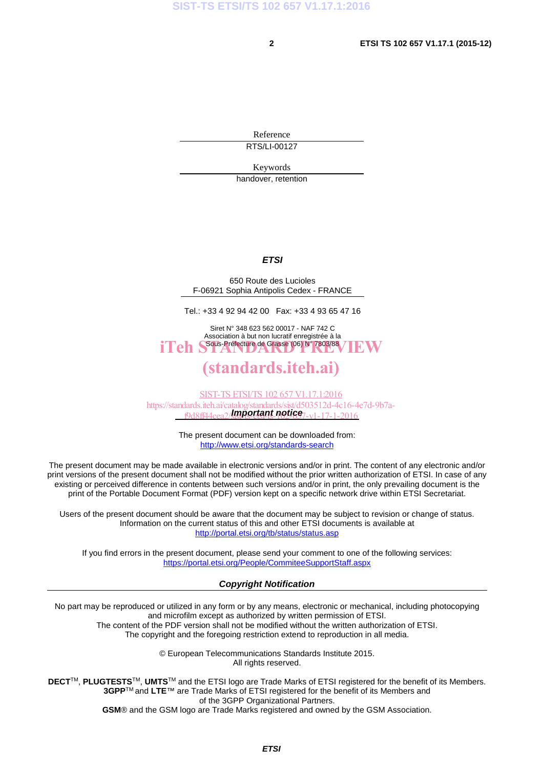Reference

RTS/LI-00127

Keywords

handover, retention

***ETSI***

650 Route des Lucioles
F-06921 Sophia Antipolis Cedex - FRANCE

Tel.: +33 4 92 94 42 00 Fax: +33 4 93 65 47 16

Siret N° 348 623 562 00017 - NAF 742 C
Association à but non lucratif enregistrée à la
Sous-Préfecture de Grasse (06) N° 7803/88

***Important notice***

The present document can be downloaded from:
http://www.etsi.org/standards-search

The present document may be made available in electronic versions and/or in print. The content of any electronic and/or print versions of the present document shall not be modified without the prior written authorization of ETSI. In case of any existing or perceived difference in contents between such versions and/or in print, the only prevailing document is the print of the Portable Document Format (PDF) version kept on a specific network drive within ETSI Secretariat.

Users of the present document should be aware that the document may be subject to revision or change of status. Information on the current status of this and other ETSI documents is available at
http://portal.etsi.org/tb/status/status.asp

If you find errors in the present document, please send your comment to one of the following services:
https://portal.etsi.org/People/CommiteeSupportStaff.aspx

***Copyright Notification***

No part may be reproduced or utilized in any form or by any means, electronic or mechanical, including photocopying and microfilm except as authorized by written permission of ETSI.
The content of the PDF version shall not be modified without the written authorization of ETSI.
The copyright and the foregoing restriction extend to reproduction in all media.

© European Telecommunications Standards Institute 2015.
All rights reserved.

**DECT**™, **PLUGTESTS**™, **UMTS**™ and the ETSI logo are Trade Marks of ETSI registered for the benefit of its Members.
**3GPP**™ and **LTE**™ are Trade Marks of ETSI registered for the benefit of its Members and of the 3GPP Organizational Partners.
**GSM**® and the GSM logo are Trade Marks registered and owned by the GSM Association.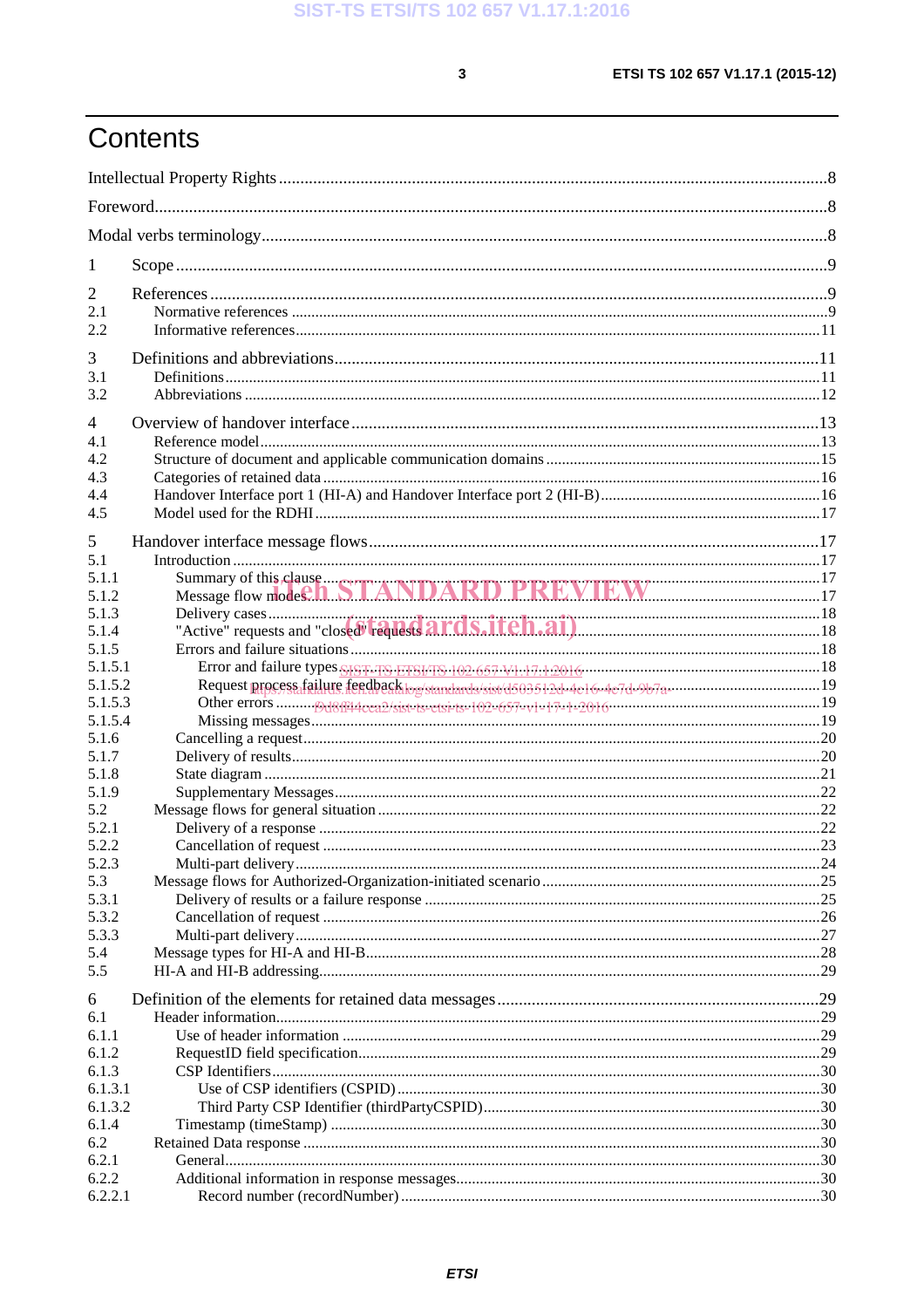# Contents

Intellectual Property Rights ....................................................................................................................8

Foreword....................................................................................................................................................8

Modal verbs terminology..........................................................................................................................8

1 Scope ......................................................................................................................................................9

2 References ..............................................................................................................................................9
2.1 Normative references ...........................................................................................................................9
2.2 Informative references.........................................................................................................................11

3 Definitions and abbreviations.................................................................................................................11
3.1 Definitions ...........................................................................................................................................11
3.2 Abbreviations ......................................................................................................................................12

4 Overview of handover interface ............................................................................................................13
4.1 Reference model..................................................................................................................................13
4.2 Structure of document and applicable communication domains .......................................................15
4.3 Categories of retained data ..................................................................................................................16
4.4 Handover Interface port 1 (HI-A) and Handover Interface port 2 (HI-B)..........................................16
4.5 Model used for the RDHI ...................................................................................................................17

5 Handover interface message flows.........................................................................................................17
5.1 Introduction .........................................................................................................................................17
5.1.1 Summary of this clause....................................................................................................................17
5.1.2 Message flow modes........................................................................................................................17
5.1.3 Delivery cases..................................................................................................................................18
5.1.4 "Active" requests and "closed" requests .........................................................................................18
5.1.5 Errors and failure situations.............................................................................................................18
5.1.5.1 Error and failure types..................................................................................................................18
5.1.5.2 Request process failure feedback...................................................................................................19
5.1.5.3 Other errors ...................................................................................................................................19
5.1.5.4 Missing messages..........................................................................................................................19
5.1.6 Cancelling a request.........................................................................................................................20
5.1.7 Delivery of results............................................................................................................................20
5.1.8 State diagram ...................................................................................................................................21
5.1.9 Supplementary Messages.................................................................................................................22
5.2 Message flows for general situation ...................................................................................................22
5.2.1 Delivery of a response .....................................................................................................................22
5.2.2 Cancellation of request ....................................................................................................................23
5.2.3 Multi-part delivery...........................................................................................................................24
5.3 Message flows for Authorized-Organization-initiated scenario.........................................................25
5.3.1 Delivery of results or a failure response ..........................................................................................25
5.3.2 Cancellation of request ....................................................................................................................26
5.3.3 Multi-part delivery...........................................................................................................................27
5.4 Message types for HI-A and HI-B.......................................................................................................28
5.5 HI-A and HI-B addressing..................................................................................................................29

6 Definition of the elements for retained data messages..........................................................................29
6.1 Header information..............................................................................................................................29
6.1.1 Use of header information ...............................................................................................................29
6.1.2 RequestID field specification...........................................................................................................29
6.1.3 CSP Identifiers.................................................................................................................................30
6.1.3.1 Use of CSP identifiers (CSPID) ...................................................................................................30
6.1.3.2 Third Party CSP Identifier (thirdPartyCSPID)...............................................................................30
6.1.4 Timestamp (timeStamp) ..................................................................................................................30
6.2 Retained Data response .......................................................................................................................30
6.2.1 General.............................................................................................................................................30
6.2.2 Additional information in response messages..................................................................................30
6.2.2.1 Record number (recordNumber) ..................................................................................................30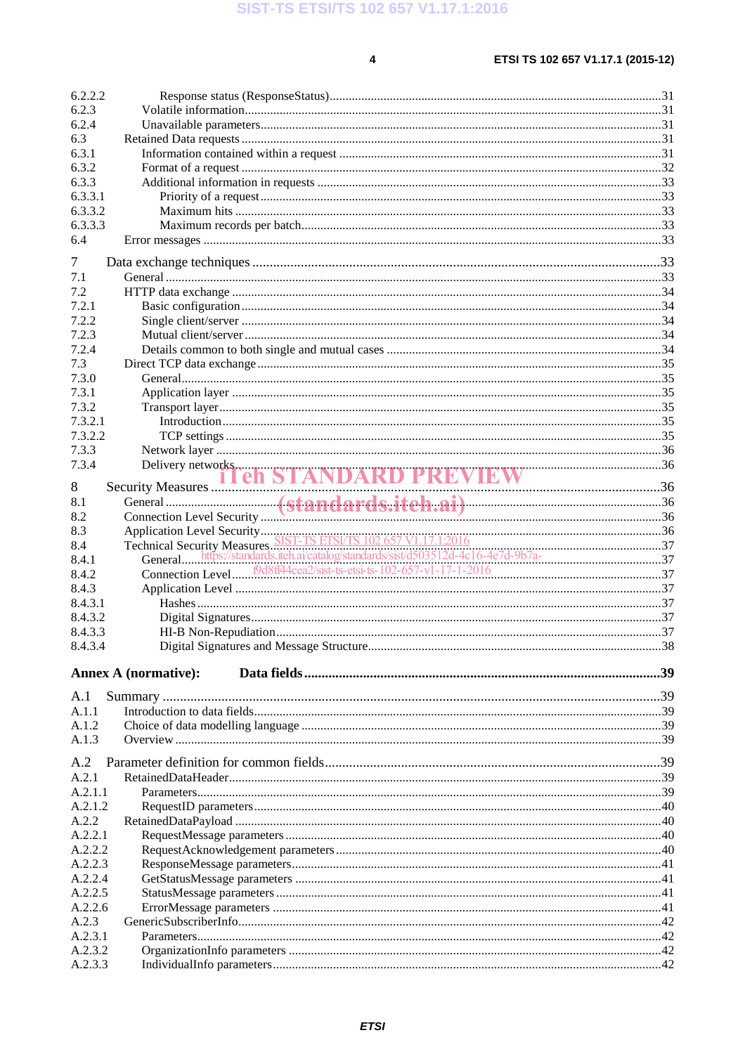6.2.2.2 Response status (ResponseStatus) ........................................................................................................31
6.2.3 Volatile information......................................................................................................................................31
6.2.4 Unavailable parameters ................................................................................................................................31
6.3 Retained Data requests ........................................................................................................................................31
6.3.1 Information contained within a request .......................................................................................................31
6.3.2 Format of a request .......................................................................................................................................32
6.3.3 Additional information in requests ..............................................................................................................33
6.3.3.1 Priority of a request ................................................................................................................................33
6.3.3.2 Maximum hits ........................................................................................................................................33
6.3.3.3 Maximum records per batch...................................................................................................................33
6.4 Error messages .....................................................................................................................................................33

7 Data exchange techniques ......................................................................................................................33
7.1 General ..................................................................................................................................................................33
7.2 HTTP data exchange ...........................................................................................................................................34
7.2.1 Basic configuration.......................................................................................................................................34
7.2.2 Single client/server .......................................................................................................................................34
7.2.3 Mutual client/server ......................................................................................................................................34
7.2.4 Details common to both single and mutual cases ........................................................................................34
7.3 Direct TCP data exchange ...................................................................................................................................35
7.3.0 General..........................................................................................................................................................35
7.3.1 Application layer ..........................................................................................................................................35
7.3.2 Transport layer..............................................................................................................................................35
7.3.2.1 Introduction.............................................................................................................................................35
7.3.2.2 TCP settings ...........................................................................................................................................35
7.3.3 Network layer ...............................................................................................................................................36
7.3.4 Delivery networks.........................................................................................................................................36

8 Security Measures ...................................................................................................................................36
8.1 General ..................................................................................................................................................................36
8.2 Connection Level Security ...................................................................................................................................36
8.3 Application Level Security...................................................................................................................................36
8.4 Technical Security Measures................................................................................................................................37
8.4.1 General..........................................................................................................................................................37
8.4.2 Connection Level..........................................................................................................................................37
8.4.3 Application Level .........................................................................................................................................37
8.4.3.1 Hashes ....................................................................................................................................................37
8.4.3.2 Digital Signatures...................................................................................................................................37
8.4.3.3 HI-B Non-Repudiation...........................................................................................................................37
8.4.3.4 Digital Signatures and Message Structure..............................................................................................38

**Annex A (normative): Data fields .........................................................................................................39**

A.1 Summary .................................................................................................................................................39
A.1.1 Introduction to data fields.....................................................................................................................................39
A.1.2 Choice of data modelling language ......................................................................................................................39
A.1.3 Overview ..............................................................................................................................................................39

A.2 Parameter definition for common fields...................................................................................................39
A.2.1 RetainedDataHeader.............................................................................................................................................39
A.2.1.1 Parameters.....................................................................................................................................................39
A.2.1.2 RequestID parameters...................................................................................................................................40
A.2.2 RetainedDataPayload ...........................................................................................................................................40
A.2.2.1 RequestMessage parameters .........................................................................................................................40
A.2.2.2 RequestAcknowledgement parameters.........................................................................................................40
A.2.2.3 ResponseMessage parameters.......................................................................................................................41
A.2.2.4 GetStatusMessage parameters .....................................................................................................................41
A.2.2.5 StatusMessage parameters ............................................................................................................................41
A.2.2.6 ErrorMessage parameters .............................................................................................................................41
A.2.3 GenericSubscriberInfo..........................................................................................................................................42
A.2.3.1 Parameters.....................................................................................................................................................42
A.2.3.2 OrganizationInfo parameters ........................................................................................................................42
A.2.3.3 IndividualInfo parameters.............................................................................................................................42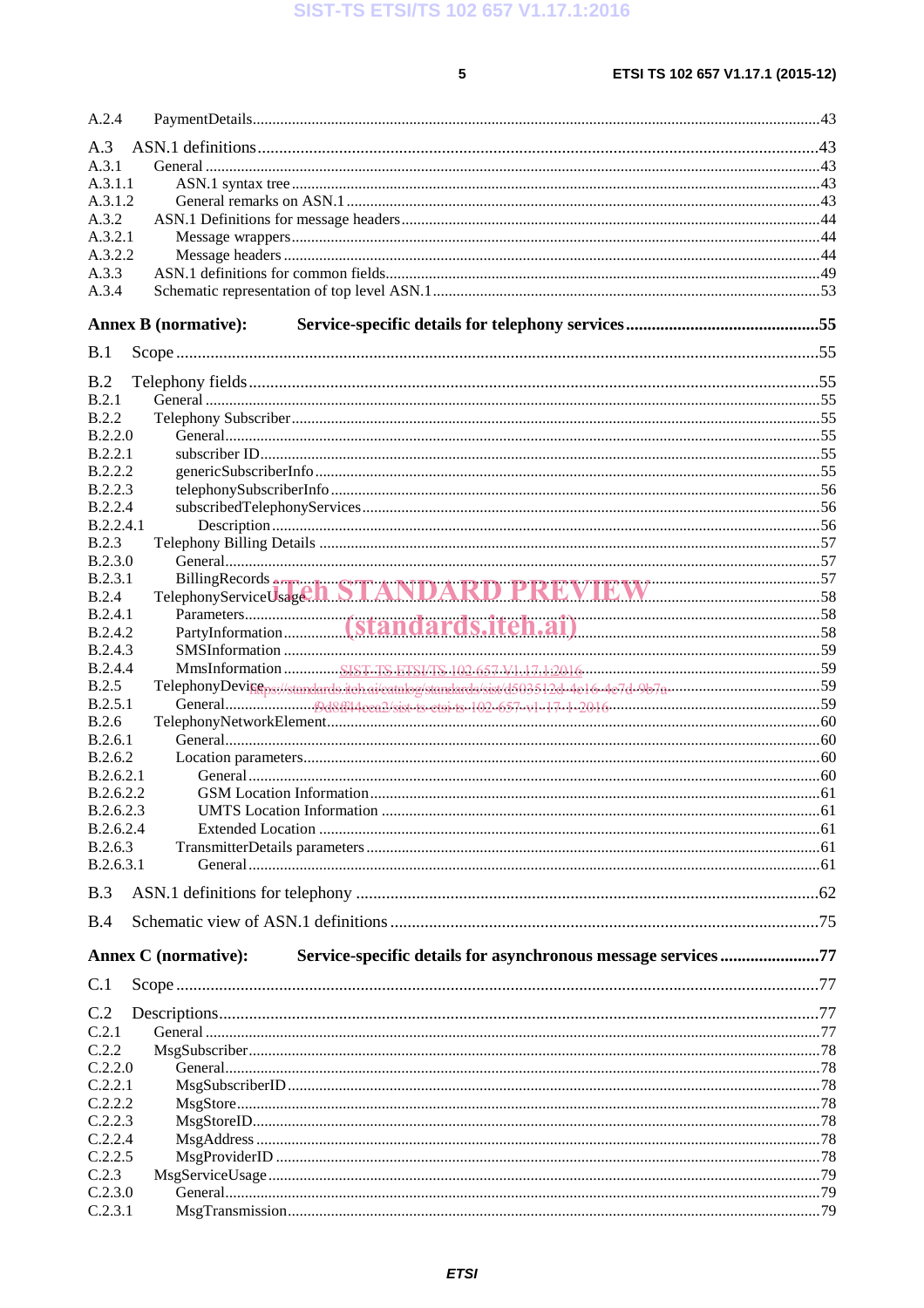A.2.4 PaymentDetails ....... 43

A.3 ASN.1 definitions ....... 43
A.3.1 General ....... 43
A.3.1.1 ASN.1 syntax tree ....... 43
A.3.1.2 General remarks on ASN.1 ....... 43
A.3.2 ASN.1 Definitions for message headers ....... 44
A.3.2.1 Message wrappers ....... 44
A.3.2.2 Message headers ....... 44
A.3.3 ASN.1 definitions for common fields ....... 49
A.3.4 Schematic representation of top level ASN.1 ....... 53

**Annex B (normative): Service-specific details for telephony services ....... 55**

B.1 Scope ....... 55

B.2 Telephony fields ....... 55
B.2.1 General ....... 55
B.2.2 Telephony Subscriber ....... 55
B.2.2.0 General ....... 55
B.2.2.1 subscriber ID ....... 55
B.2.2.2 genericSubscriberInfo ....... 55
B.2.2.3 telephonySubscriberInfo ....... 56
B.2.2.4 subscribedTelephonyServices ....... 56
B.2.2.4.1 Description ....... 56
B.2.3 Telephony Billing Details ....... 57
B.2.3.0 General ....... 57
B.2.3.1 BillingRecords ....... 57
B.2.4 TelephonyServiceUsage ....... 58
B.2.4.1 Parameters ....... 58
B.2.4.2 PartyInformation ....... 58
B.2.4.3 SMSInformation ....... 59
B.2.4.4 MmsInformation ....... 59
B.2.5 TelephonyDevice ....... 59
B.2.5.1 General ....... 59
B.2.6 TelephonyNetworkElement ....... 60
B.2.6.1 General ....... 60
B.2.6.2 Location parameters ....... 60
B.2.6.2.1 General ....... 60
B.2.6.2.2 GSM Location Information ....... 61
B.2.6.2.3 UMTS Location Information ....... 61
B.2.6.2.4 Extended Location ....... 61
B.2.6.3 TransmitterDetails parameters ....... 61
B.2.6.3.1 General ....... 61

B.3 ASN.1 definitions for telephony ....... 62

B.4 Schematic view of ASN.1 definitions ....... 75

**Annex C (normative): Service-specific details for asynchronous message services ....... 77**

C.1 Scope ....... 77

C.2 Descriptions ....... 77
C.2.1 General ....... 77
C.2.2 MsgSubscriber ....... 78
C.2.2.0 General ....... 78
C.2.2.1 MsgSubscriberID ....... 78
C.2.2.2 MsgStore ....... 78
C.2.2.3 MsgStoreID ....... 78
C.2.2.4 MsgAddress ....... 78
C.2.2.5 MsgProviderID ....... 78
C.2.3 MsgServiceUsage ....... 79
C.2.3.0 General ....... 79
C.2.3.1 MsgTransmission ....... 79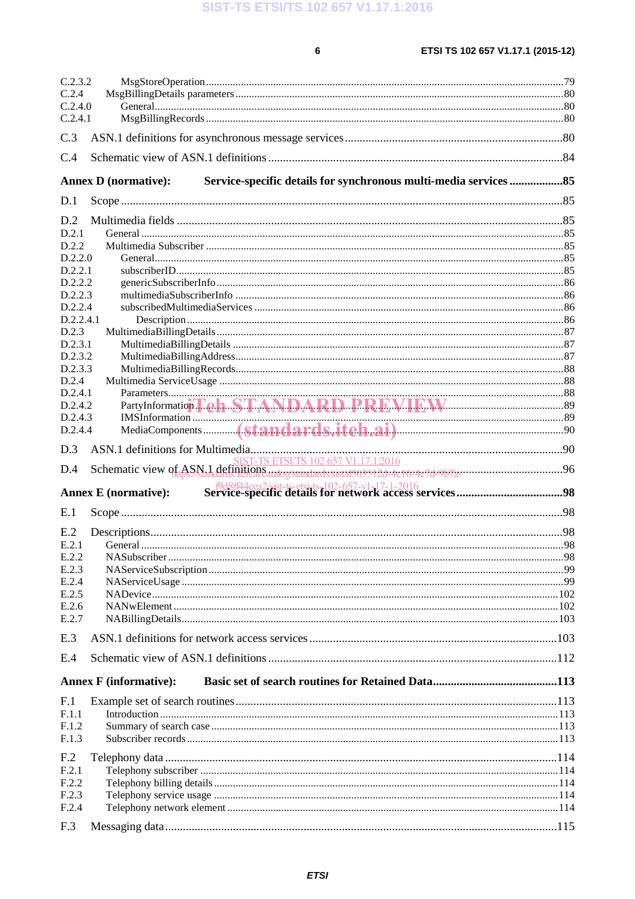C.2.3.2 MsgStoreOperation ..................................................................................................................................79
C.2.4 MsgBillingDetails parameters ........................................................................................................................80
C.2.4.0 General.......................................................................................................................................................80
C.2.4.1 MsgBillingRecords ...................................................................................................................................80

C.3 ASN.1 definitions for asynchronous message services .........................................................................80

C.4 Schematic view of ASN.1 definitions ...................................................................................................84

**Annex D (normative): Service-specific details for synchronous multi-media services ..................85**

D.1 Scope ......................................................................................................................................................85

D.2 Multimedia fields ..................................................................................................................................85
D.2.1 General ...........................................................................................................................................................85
D.2.2 Multimedia Subscriber ...................................................................................................................................85
D.2.2.0 General.......................................................................................................................................................85
D.2.2.1 subscriberID...............................................................................................................................................85
D.2.2.2 genericSubscriberInfo ................................................................................................................................86
D.2.2.3 multimediaSubscriberInfo .........................................................................................................................86
D.2.2.4 subscribedMultimediaServices ..................................................................................................................86
D.2.2.4.1 Description ...........................................................................................................................................86
D.2.3 MultimediaBillingDetails ...............................................................................................................................87
D.2.3.1 MultimediaBillingDetails ..........................................................................................................................87
D.2.3.2 MultimediaBillingAddress .........................................................................................................................87
D.2.3.3 MultimediaBillingRecords .........................................................................................................................88
D.2.4 Multimedia ServiceUsage ...............................................................................................................................88
D.2.4.1 Parameters..................................................................................................................................................88
D.2.4.2 PartyInformation ........................................................................................................................................89
D.2.4.3 IMSInformation .........................................................................................................................................89
D.2.4.4 MediaComponents .....................................................................................................................................90

D.3 ASN.1 definitions for Multimedia.........................................................................................................90

D.4 Schematic view of ASN.1 definitions ...................................................................................................96

**Annex E (normative): Service-specific details for network access services ....................................98**

E.1 Scope ......................................................................................................................................................98

E.2 Descriptions............................................................................................................................................98
E.2.1 General ...........................................................................................................................................................98
E.2.2 NASubscriber .................................................................................................................................................98
E.2.3 NAServiceSubscription ..................................................................................................................................99
E.2.4 NAServiceUsage ............................................................................................................................................99
E.2.5 NADevice .....................................................................................................................................................102
E.2.6 NANwElement .............................................................................................................................................102
E.2.7 NABillingDetails..........................................................................................................................................103

E.3 ASN.1 definitions for network access services ...................................................................................103

E.4 Schematic view of ASN.1 definitions .................................................................................................112

**Annex F (informative): Basic set of search routines for Retained Data..........................................113**

F.1 Example set of search routines ............................................................................................................113
F.1.1 Introduction ..................................................................................................................................................113
F.1.2 Summary of search case ...............................................................................................................................113
F.1.3 Subscriber records ........................................................................................................................................113

F.2 Telephony data .....................................................................................................................................114
F.2.1 Telephony subscriber ...................................................................................................................................114
F.2.2 Telephony billing details ..............................................................................................................................114
F.2.3 Telephony service usage ..............................................................................................................................114
F.2.4 Telephony network element .........................................................................................................................114

F.3 Messaging data .....................................................................................................................................115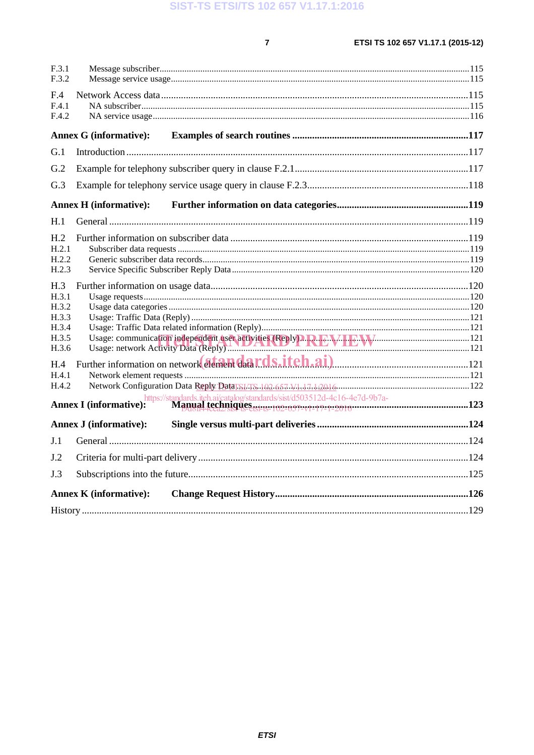F.3.1 Message subscriber .......... 115
F.3.2 Message service usage .......... 115

F.4 Network Access data .......... 115
F.4.1 NA subscriber .......... 115
F.4.2 NA service usage .......... 116

**Annex G (informative): Examples of search routines .......... 117**

G.1 Introduction .......... 117

G.2 Example for telephony subscriber query in clause F.2.1 .......... 117

G.3 Example for telephony service usage query in clause F.2.3 .......... 118

**Annex H (informative): Further information on data categories .......... 119**

H.1 General .......... 119

H.2 Further information on subscriber data .......... 119
H.2.1 Subscriber data requests .......... 119
H.2.2 Generic subscriber data records .......... 119
H.2.3 Service Specific Subscriber Reply Data .......... 120

H.3 Further information on usage data .......... 120
H.3.1 Usage requests .......... 120
H.3.2 Usage data categories .......... 120
H.3.3 Usage: Traffic Data (Reply) .......... 121
H.3.4 Usage: Traffic Data related information (Reply) .......... 121
H.3.5 Usage: communication independent user activities (Reply) .......... 121
H.3.6 Usage: network Activity Data (Reply) .......... 121

H.4 Further information on network element data .......... 121
H.4.1 Network element requests .......... 121
H.4.2 Network Configuration Data Reply Data .......... 122

**Annex I (informative): Manual techniques .......... 123**

**Annex J (informative): Single versus multi-part deliveries .......... 124**

J.1 General .......... 124

J.2 Criteria for multi-part delivery .......... 124

J.3 Subscriptions into the future .......... 125

**Annex K (informative): Change Request History .......... 126**

History .......... 129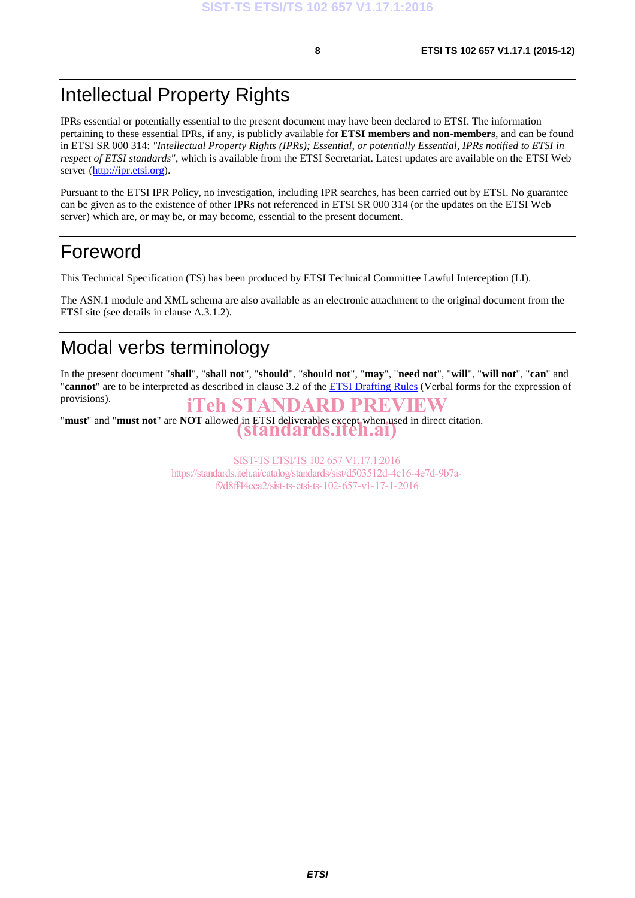# Intellectual Property Rights

IPRs essential or potentially essential to the present document may have been declared to ETSI. The information pertaining to these essential IPRs, if any, is publicly available for **ETSI members and non-members**, and can be found in ETSI SR 000 314: *"Intellectual Property Rights (IPRs); Essential, or potentially Essential, IPRs notified to ETSI in respect of ETSI standards"*, which is available from the ETSI Secretariat. Latest updates are available on the ETSI Web server (http://ipr.etsi.org).

Pursuant to the ETSI IPR Policy, no investigation, including IPR searches, has been carried out by ETSI. No guarantee can be given as to the existence of other IPRs not referenced in ETSI SR 000 314 (or the updates on the ETSI Web server) which are, or may be, or may become, essential to the present document.

# Foreword

This Technical Specification (TS) has been produced by ETSI Technical Committee Lawful Interception (LI).

The ASN.1 module and XML schema are also available as an electronic attachment to the original document from the ETSI site (see details in clause A.3.1.2).

# Modal verbs terminology

In the present document "**shall**", "**shall not**", "**should**", "**should not**", "**may**", "**need not**", "**will**", "**will not**", "**can**" and "**cannot**" are to be interpreted as described in clause 3.2 of the ETSI Drafting Rules (Verbal forms for the expression of provisions).

"**must**" and "**must not**" are **NOT** allowed in ETSI deliverables except when used in direct citation.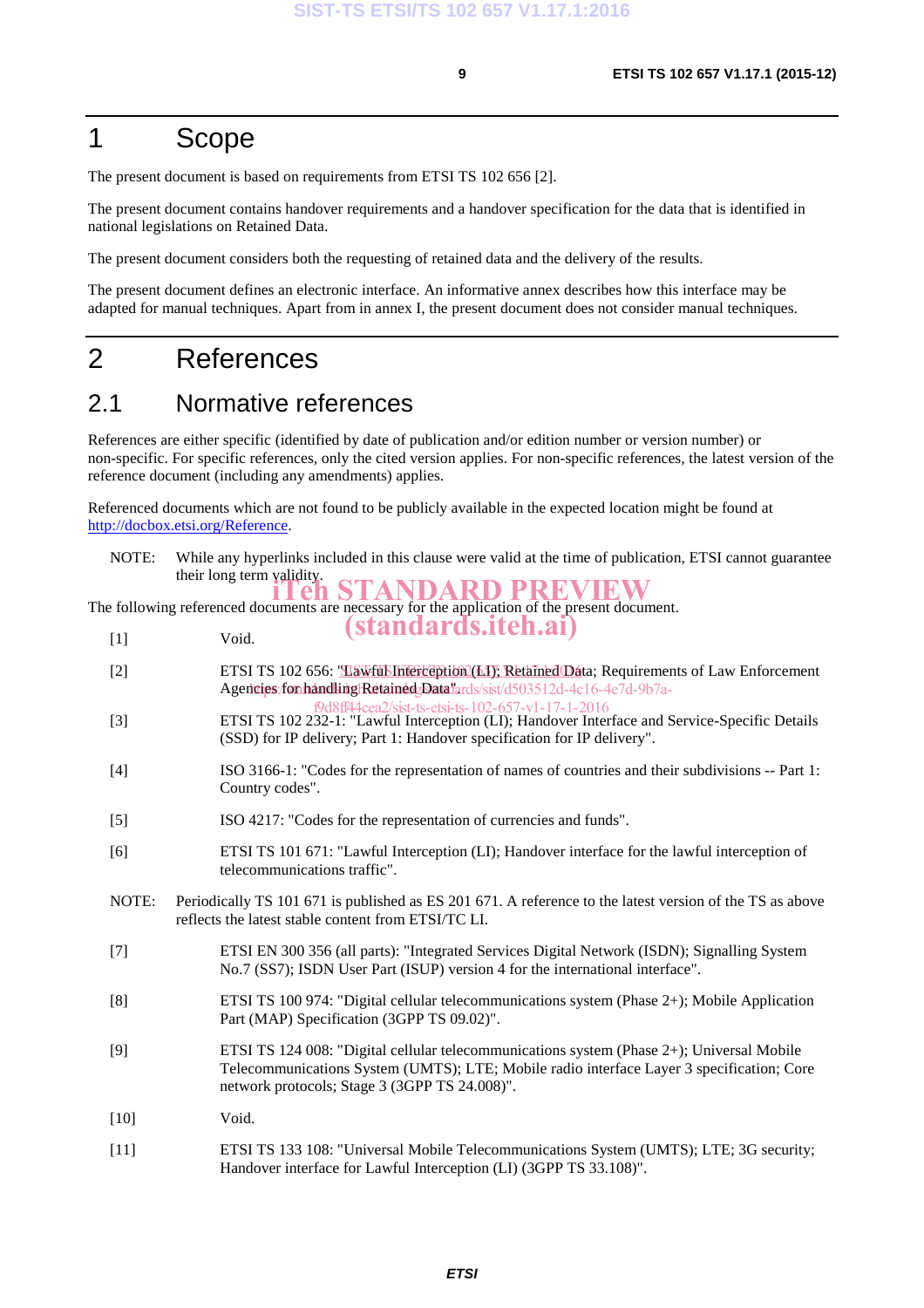# 1 Scope

The present document is based on requirements from ETSI TS 102 656 [2].

The present document contains handover requirements and a handover specification for the data that is identified in national legislations on Retained Data.

The present document considers both the requesting of retained data and the delivery of the results.

The present document defines an electronic interface. An informative annex describes how this interface may be adapted for manual techniques. Apart from in annex I, the present document does not consider manual techniques.

# 2 References

## 2.1 Normative references

References are either specific (identified by date of publication and/or edition number or version number) or non-specific. For specific references, only the cited version applies. For non-specific references, the latest version of the reference document (including any amendments) applies.

Referenced documents which are not found to be publicly available in the expected location might be found at http://docbox.etsi.org/Reference.

NOTE: While any hyperlinks included in this clause were valid at the time of publication, ETSI cannot guarantee their long term validity.

The following referenced documents are necessary for the application of the present document.

[1] Void.

[2] ETSI TS 102 656: "Lawful Interception (LI); Retained Data; Requirements of Law Enforcement Agencies for handling Retained Data".

[3] ETSI TS 102 232-1: "Lawful Interception (LI); Handover Interface and Service-Specific Details (SSD) for IP delivery; Part 1: Handover specification for IP delivery".

[4] ISO 3166-1: "Codes for the representation of names of countries and their subdivisions -- Part 1: Country codes".

[5] ISO 4217: "Codes for the representation of currencies and funds".

[6] ETSI TS 101 671: "Lawful Interception (LI); Handover interface for the lawful interception of telecommunications traffic".

NOTE: Periodically TS 101 671 is published as ES 201 671. A reference to the latest version of the TS as above reflects the latest stable content from ETSI/TC LI.

[7] ETSI EN 300 356 (all parts): "Integrated Services Digital Network (ISDN); Signalling System No.7 (SS7); ISDN User Part (ISUP) version 4 for the international interface".

[8] ETSI TS 100 974: "Digital cellular telecommunications system (Phase 2+); Mobile Application Part (MAP) Specification (3GPP TS 09.02)".

[9] ETSI TS 124 008: "Digital cellular telecommunications system (Phase 2+); Universal Mobile Telecommunications System (UMTS); LTE; Mobile radio interface Layer 3 specification; Core network protocols; Stage 3 (3GPP TS 24.008)".

[10] Void.

[11] ETSI TS 133 108: "Universal Mobile Telecommunications System (UMTS); LTE; 3G security; Handover interface for Lawful Interception (LI) (3GPP TS 33.108)".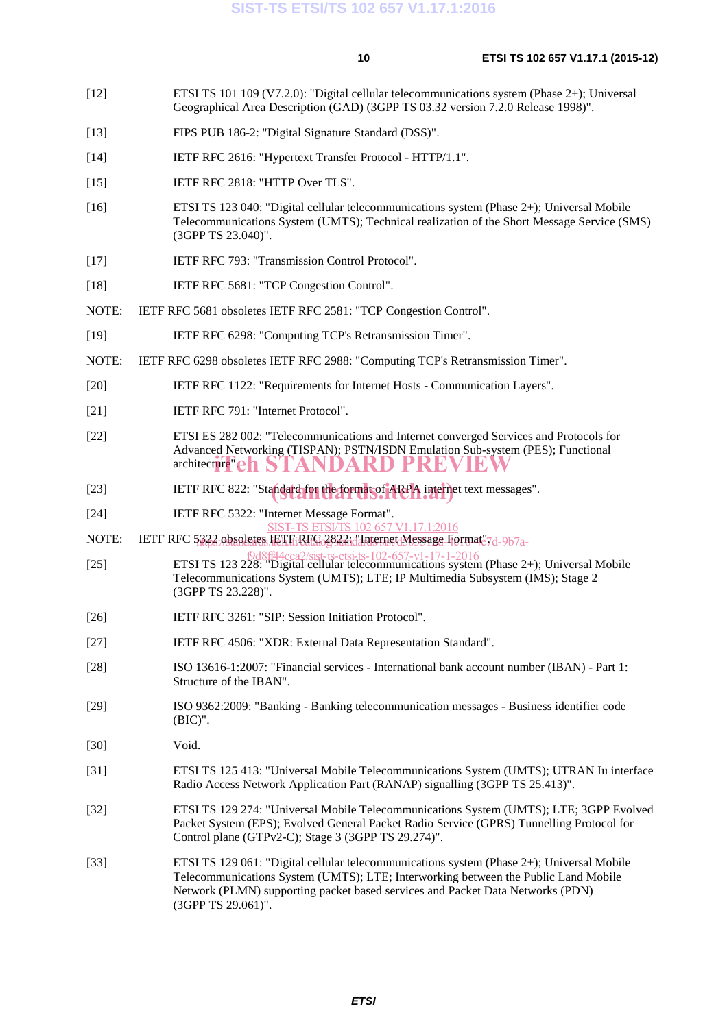[12] ETSI TS 101 109 (V7.2.0): "Digital cellular telecommunications system (Phase 2+); Universal Geographical Area Description (GAD) (3GPP TS 03.32 version 7.2.0 Release 1998)".

[13] FIPS PUB 186-2: "Digital Signature Standard (DSS)".

[14] IETF RFC 2616: "Hypertext Transfer Protocol - HTTP/1.1".

[15] IETF RFC 2818: "HTTP Over TLS".

[16] ETSI TS 123 040: "Digital cellular telecommunications system (Phase 2+); Universal Mobile Telecommunications System (UMTS); Technical realization of the Short Message Service (SMS) (3GPP TS 23.040)".

[17] IETF RFC 793: "Transmission Control Protocol".

[18] IETF RFC 5681: "TCP Congestion Control".

NOTE: IETF RFC 5681 obsoletes IETF RFC 2581: "TCP Congestion Control".

[19] IETF RFC 6298: "Computing TCP's Retransmission Timer".

NOTE: IETF RFC 6298 obsoletes IETF RFC 2988: "Computing TCP's Retransmission Timer".

[20] IETF RFC 1122: "Requirements for Internet Hosts - Communication Layers".

[21] IETF RFC 791: "Internet Protocol".

[22] ETSI ES 282 002: "Telecommunications and Internet converged Services and Protocols for Advanced Networking (TISPAN); PSTN/ISDN Emulation Sub-system (PES); Functional architecture".

[23] IETF RFC 822: "Standard for the format of ARPA internet text messages".

[24] IETF RFC 5322: "Internet Message Format".

NOTE: IETF RFC 5322 obsoletes IETF RFC 2822: "Internet Message Format".

[25] ETSI TS 123 228: "Digital cellular telecommunications system (Phase 2+); Universal Mobile Telecommunications System (UMTS); LTE; IP Multimedia Subsystem (IMS); Stage 2 (3GPP TS 23.228)".

[26] IETF RFC 3261: "SIP: Session Initiation Protocol".

[27] IETF RFC 4506: "XDR: External Data Representation Standard".

[28] ISO 13616-1:2007: "Financial services - International bank account number (IBAN) - Part 1: Structure of the IBAN".

[29] ISO 9362:2009: "Banking - Banking telecommunication messages - Business identifier code (BIC)".

[30] Void.

[31] ETSI TS 125 413: "Universal Mobile Telecommunications System (UMTS); UTRAN Iu interface Radio Access Network Application Part (RANAP) signalling (3GPP TS 25.413)".

[32] ETSI TS 129 274: "Universal Mobile Telecommunications System (UMTS); LTE; 3GPP Evolved Packet System (EPS); Evolved General Packet Radio Service (GPRS) Tunnelling Protocol for Control plane (GTPv2-C); Stage 3 (3GPP TS 29.274)".

[33] ETSI TS 129 061: "Digital cellular telecommunications system (Phase 2+); Universal Mobile Telecommunications System (UMTS); LTE; Interworking between the Public Land Mobile Network (PLMN) supporting packet based services and Packet Data Networks (PDN) (3GPP TS 29.061)".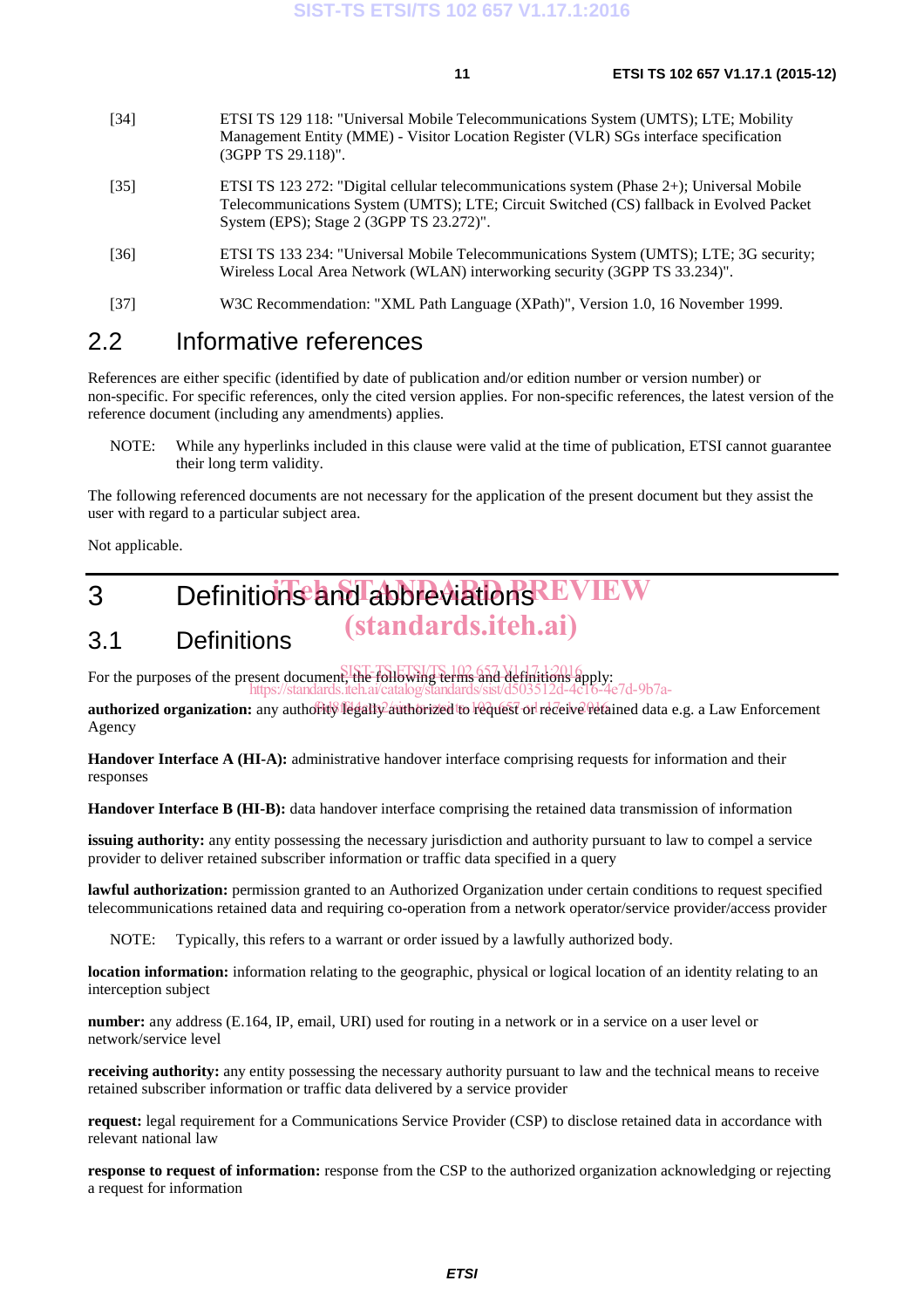[34] ETSI TS 129 118: "Universal Mobile Telecommunications System (UMTS); LTE; Mobility Management Entity (MME) - Visitor Location Register (VLR) SGs interface specification (3GPP TS 29.118)".

[35] ETSI TS 123 272: "Digital cellular telecommunications system (Phase 2+); Universal Mobile Telecommunications System (UMTS); LTE; Circuit Switched (CS) fallback in Evolved Packet System (EPS); Stage 2 (3GPP TS 23.272)".

[36] ETSI TS 133 234: "Universal Mobile Telecommunications System (UMTS); LTE; 3G security; Wireless Local Area Network (WLAN) interworking security (3GPP TS 33.234)".

[37] W3C Recommendation: "XML Path Language (XPath)", Version 1.0, 16 November 1999.

## 2.2 Informative references

References are either specific (identified by date of publication and/or edition number or version number) or non-specific. For specific references, only the cited version applies. For non-specific references, the latest version of the reference document (including any amendments) applies.

NOTE: While any hyperlinks included in this clause were valid at the time of publication, ETSI cannot guarantee their long term validity.

The following referenced documents are not necessary for the application of the present document but they assist the user with regard to a particular subject area.

Not applicable.

# 3 Definitions and abbreviations

## 3.1 Definitions

For the purposes of the present document, the following terms and definitions apply:

**authorized organization:** any authority legally authorized to request or receive retained data e.g. a Law Enforcement Agency

**Handover Interface A (HI-A):** administrative handover interface comprising requests for information and their responses

**Handover Interface B (HI-B):** data handover interface comprising the retained data transmission of information

**issuing authority:** any entity possessing the necessary jurisdiction and authority pursuant to law to compel a service provider to deliver retained subscriber information or traffic data specified in a query

**lawful authorization:** permission granted to an Authorized Organization under certain conditions to request specified telecommunications retained data and requiring co-operation from a network operator/service provider/access provider

NOTE: Typically, this refers to a warrant or order issued by a lawfully authorized body.

**location information:** information relating to the geographic, physical or logical location of an identity relating to an interception subject

**number:** any address (E.164, IP, email, URI) used for routing in a network or in a service on a user level or network/service level

**receiving authority:** any entity possessing the necessary authority pursuant to law and the technical means to receive retained subscriber information or traffic data delivered by a service provider

**request:** legal requirement for a Communications Service Provider (CSP) to disclose retained data in accordance with relevant national law

**response to request of information:** response from the CSP to the authorized organization acknowledging or rejecting a request for information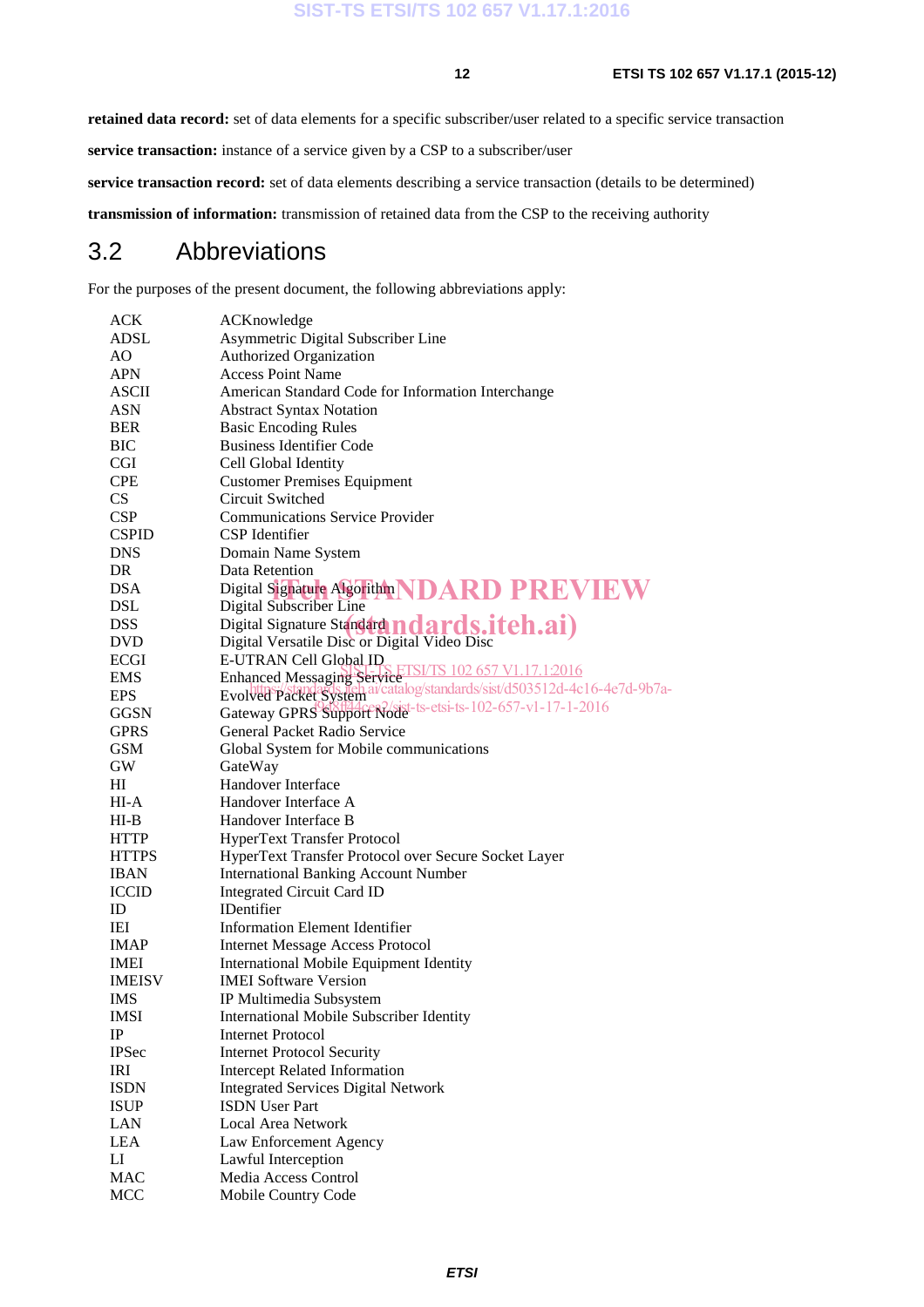**retained data record:** set of data elements for a specific subscriber/user related to a specific service transaction

**service transaction:** instance of a service given by a CSP to a subscriber/user

**service transaction record:** set of data elements describing a service transaction (details to be determined)

**transmission of information:** transmission of retained data from the CSP to the receiving authority

## 3.2 Abbreviations

For the purposes of the present document, the following abbreviations apply:

| | |
|---|---|
| ACK | ACKnowledge |
| ADSL | Asymmetric Digital Subscriber Line |
| AO | Authorized Organization |
| APN | Access Point Name |
| ASCII | American Standard Code for Information Interchange |
| ASN | Abstract Syntax Notation |
| BER | Basic Encoding Rules |
| BIC | Business Identifier Code |
| CGI | Cell Global Identity |
| CPE | Customer Premises Equipment |
| CS | Circuit Switched |
| CSP | Communications Service Provider |
| CSPID | CSP Identifier |
| DNS | Domain Name System |
| DR | Data Retention |
| DSA | Digital Signature Algorithm |
| DSL | Digital Subscriber Line |
| DSS | Digital Signature Standard |
| DVD | Digital Versatile Disc or Digital Video Disc |
| ECGI | E-UTRAN Cell Global ID |
| EMS | Enhanced Messaging Service |
| EPS | Evolved Packet System |
| GGSN | Gateway GPRS Support Node |
| GPRS | General Packet Radio Service |
| GSM | Global System for Mobile communications |
| GW | GateWay |
| HI | Handover Interface |
| HI-A | Handover Interface A |
| HI-B | Handover Interface B |
| HTTP | HyperText Transfer Protocol |
| HTTPS | HyperText Transfer Protocol over Secure Socket Layer |
| IBAN | International Banking Account Number |
| ICCID | Integrated Circuit Card ID |
| ID | IDentifier |
| IEI | Information Element Identifier |
| IMAP | Internet Message Access Protocol |
| IMEI | International Mobile Equipment Identity |
| IMEISV | IMEI Software Version |
| IMS | IP Multimedia Subsystem |
| IMSI | International Mobile Subscriber Identity |
| IP | Internet Protocol |
| IPSec | Internet Protocol Security |
| IRI | Intercept Related Information |
| ISDN | Integrated Services Digital Network |
| ISUP | ISDN User Part |
| LAN | Local Area Network |
| LEA | Law Enforcement Agency |
| LI | Lawful Interception |
| MAC | Media Access Control |
| MCC | Mobile Country Code |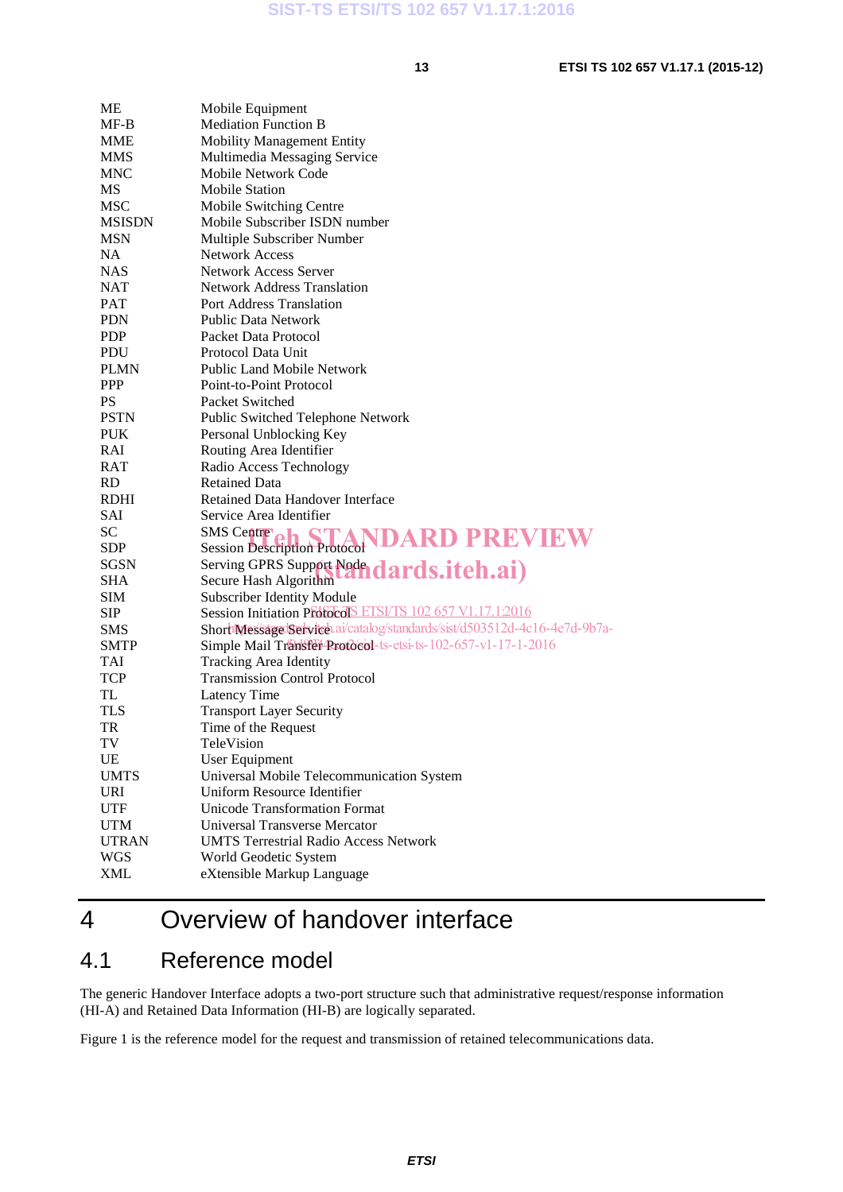| | |
|---|---|
| ME | Mobile Equipment |
| MF-B | Mediation Function B |
| MME | Mobility Management Entity |
| MMS | Multimedia Messaging Service |
| MNC | Mobile Network Code |
| MS | Mobile Station |
| MSC | Mobile Switching Centre |
| MSISDN | Mobile Subscriber ISDN number |
| MSN | Multiple Subscriber Number |
| NA | Network Access |
| NAS | Network Access Server |
| NAT | Network Address Translation |
| PAT | Port Address Translation |
| PDN | Public Data Network |
| PDP | Packet Data Protocol |
| PDU | Protocol Data Unit |
| PLMN | Public Land Mobile Network |
| PPP | Point-to-Point Protocol |
| PS | Packet Switched |
| PSTN | Public Switched Telephone Network |
| PUK | Personal Unblocking Key |
| RAI | Routing Area Identifier |
| RAT | Radio Access Technology |
| RD | Retained Data |
| RDHI | Retained Data Handover Interface |
| SAI | Service Area Identifier |
| SC | SMS Centre |
| SDP | Session Description Protocol |
| SGSN | Serving GPRS Support Node |
| SHA | Secure Hash Algorithm |
| SIM | Subscriber Identity Module |
| SIP | Session Initiation Protocol |
| SMS | Short Message Service |
| SMTP | Simple Mail Transfer Protocol |
| TAI | Tracking Area Identity |
| TCP | Transmission Control Protocol |
| TL | Latency Time |
| TLS | Transport Layer Security |
| TR | Time of the Request |
| TV | TeleVision |
| UE | User Equipment |
| UMTS | Universal Mobile Telecommunication System |
| URI | Uniform Resource Identifier |
| UTF | Unicode Transformation Format |
| UTM | Universal Transverse Mercator |
| UTRAN | UMTS Terrestrial Radio Access Network |
| WGS | World Geodetic System |
| XML | eXtensible Markup Language |

# 4 Overview of handover interface

## 4.1 Reference model

The generic Handover Interface adopts a two-port structure such that administrative request/response information (HI-A) and Retained Data Information (HI-B) are logically separated.

Figure 1 is the reference model for the request and transmission of retained telecommunications data.